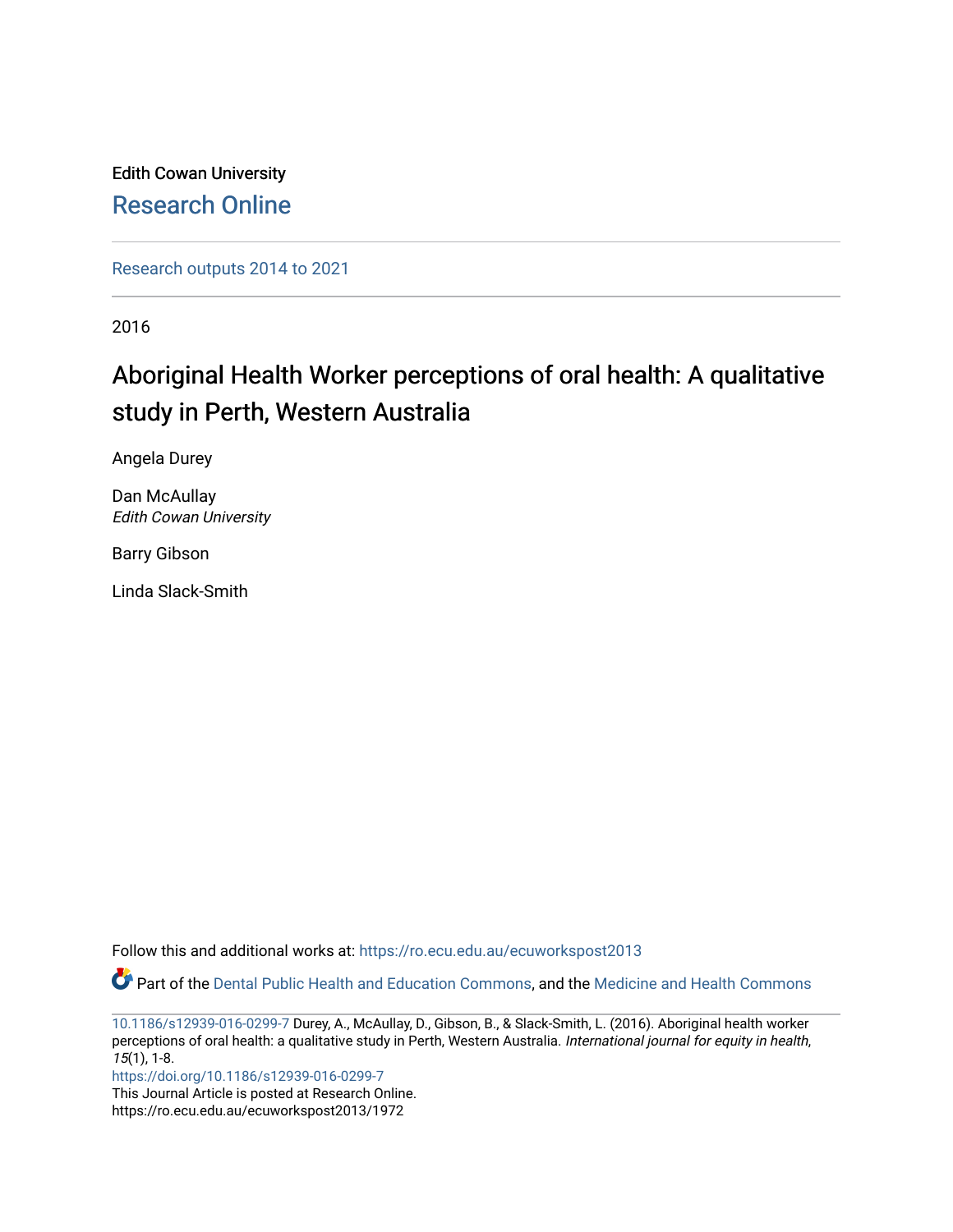Edith Cowan University

Research Online

Research outputs 2014 to 2021

2016

# Aboriginal Health Worker perceptions of oral health: A qualitative study in Perth, Western Australia

Angela Durey

Dan McAullay
*Edith Cowan University*

Barry Gibson

Linda Slack-Smith

Follow this and additional works at: https://ro.ecu.edu.au/ecuworkspost2013

Part of the Dental Public Health and Education Commons, and the Medicine and Health Commons

10.1186/s12939-016-0299-7 Durey, A., McAullay, D., Gibson, B., & Slack-Smith, L. (2016). Aboriginal health worker perceptions of oral health: a qualitative study in Perth, Western Australia. *International journal for equity in health*, *15*(1), 1-8.
https://doi.org/10.1186/s12939-016-0299-7
This Journal Article is posted at Research Online.
https://ro.ecu.edu.au/ecuworkspost2013/1972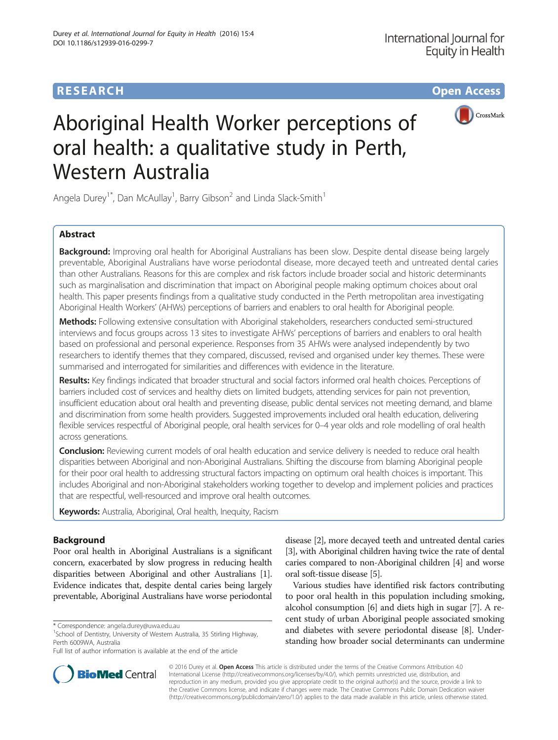# Aboriginal Health Worker perceptions of oral health: a qualitative study in Perth, Western Australia

Angela Durey[1*], Dan McAullay[1], Barry Gibson[2] and Linda Slack-Smith[1]

## Abstract

**Background:** Improving oral health for Aboriginal Australians has been slow. Despite dental disease being largely preventable, Aboriginal Australians have worse periodontal disease, more decayed teeth and untreated dental caries than other Australians. Reasons for this are complex and risk factors include broader social and historic determinants such as marginalisation and discrimination that impact on Aboriginal people making optimum choices about oral health. This paper presents findings from a qualitative study conducted in the Perth metropolitan area investigating Aboriginal Health Workers' (AHWs) perceptions of barriers and enablers to oral health for Aboriginal people.

**Methods:** Following extensive consultation with Aboriginal stakeholders, researchers conducted semi-structured interviews and focus groups across 13 sites to investigate AHWs' perceptions of barriers and enablers to oral health based on professional and personal experience. Responses from 35 AHWs were analysed independently by two researchers to identify themes that they compared, discussed, revised and organised under key themes. These were summarised and interrogated for similarities and differences with evidence in the literature.

**Results:** Key findings indicated that broader structural and social factors informed oral health choices. Perceptions of barriers included cost of services and healthy diets on limited budgets, attending services for pain not prevention, insufficient education about oral health and preventing disease, public dental services not meeting demand, and blame and discrimination from some health providers. Suggested improvements included oral health education, delivering flexible services respectful of Aboriginal people, oral health services for 0–4 year olds and role modelling of oral health across generations.

**Conclusion:** Reviewing current models of oral health education and service delivery is needed to reduce oral health disparities between Aboriginal and non-Aboriginal Australians. Shifting the discourse from blaming Aboriginal people for their poor oral health to addressing structural factors impacting on optimum oral health choices is important. This includes Aboriginal and non-Aboriginal stakeholders working together to develop and implement policies and practices that are respectful, well-resourced and improve oral health outcomes.

**Keywords:** Australia, Aboriginal, Oral health, Inequity, Racism

## Background

Poor oral health in Aboriginal Australians is a significant concern, exacerbated by slow progress in reducing health disparities between Aboriginal and other Australians [1]. Evidence indicates that, despite dental caries being largely preventable, Aboriginal Australians have worse periodontal disease [2], more decayed teeth and untreated dental caries [3], with Aboriginal children having twice the rate of dental caries compared to non-Aboriginal children [4] and worse oral soft-tissue disease [5].

Various studies have identified risk factors contributing to poor oral health in this population including smoking, alcohol consumption [6] and diets high in sugar [7]. A recent study of urban Aboriginal people associated smoking and diabetes with severe periodontal disease [8]. Understanding how broader social determinants can undermine

\* Correspondence: angela.durey@uwa.edu.au
[1]School of Dentistry, University of Western Australia, 35 Stirling Highway, Perth 6009WA, Australia
Full list of author information is available at the end of the article

© 2016 Durey et al. **Open Access** This article is distributed under the terms of the Creative Commons Attribution 4.0 International License (http://creativecommons.org/licenses/by/4.0/), which permits unrestricted use, distribution, and reproduction in any medium, provided you give appropriate credit to the original author(s) and the source, provide a link to the Creative Commons license, and indicate if changes were made. The Creative Commons Public Domain Dedication waiver (http://creativecommons.org/publicdomain/zero/1.0/) applies to the data made available in this article, unless otherwise stated.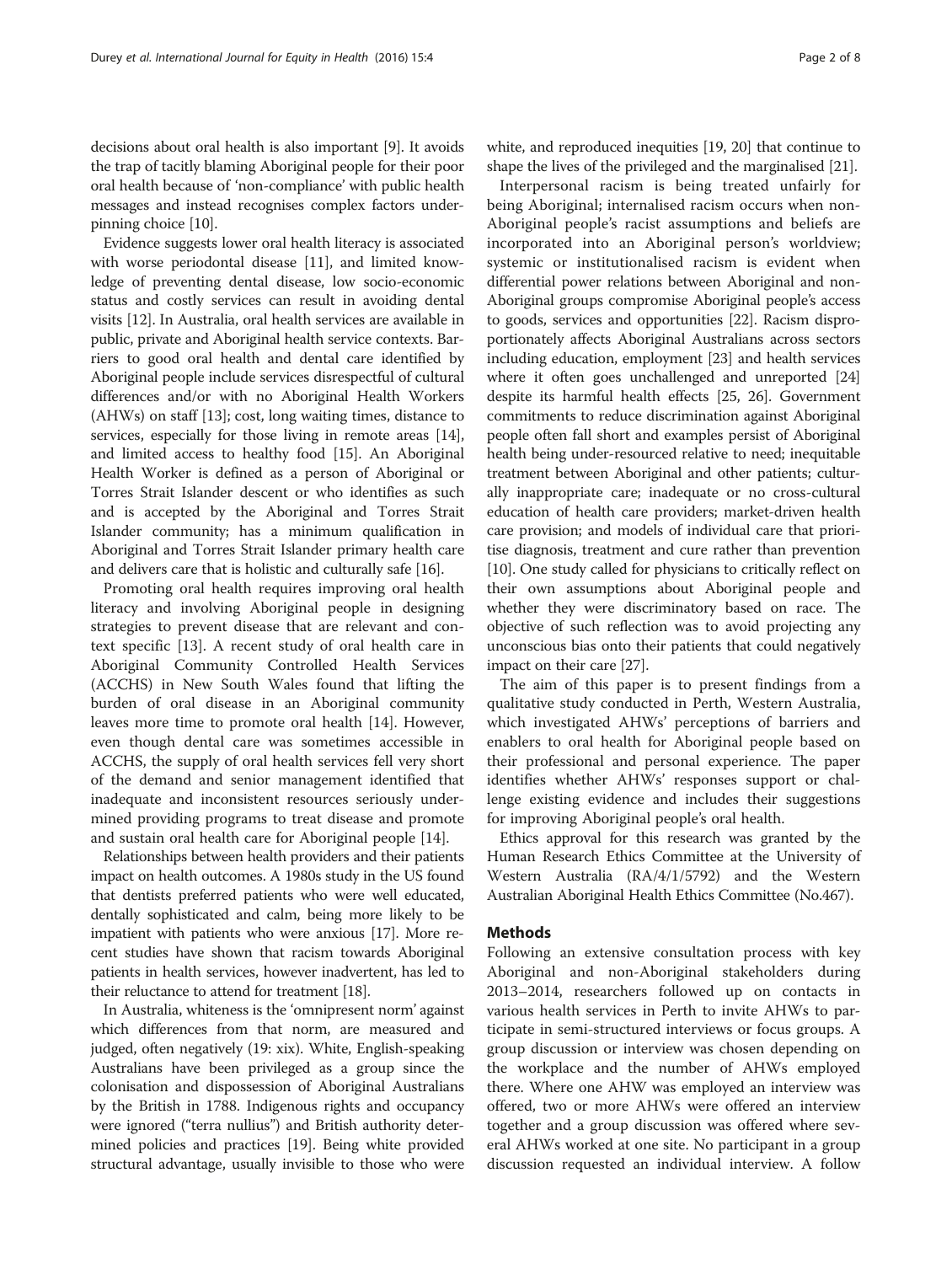decisions about oral health is also important [9]. It avoids the trap of tacitly blaming Aboriginal people for their poor oral health because of 'non-compliance' with public health messages and instead recognises complex factors underpinning choice [10].

Evidence suggests lower oral health literacy is associated with worse periodontal disease [11], and limited knowledge of preventing dental disease, low socio-economic status and costly services can result in avoiding dental visits [12]. In Australia, oral health services are available in public, private and Aboriginal health service contexts. Barriers to good oral health and dental care identified by Aboriginal people include services disrespectful of cultural differences and/or with no Aboriginal Health Workers (AHWs) on staff [13]; cost, long waiting times, distance to services, especially for those living in remote areas [14], and limited access to healthy food [15]. An Aboriginal Health Worker is defined as a person of Aboriginal or Torres Strait Islander descent or who identifies as such and is accepted by the Aboriginal and Torres Strait Islander community; has a minimum qualification in Aboriginal and Torres Strait Islander primary health care and delivers care that is holistic and culturally safe [16].

Promoting oral health requires improving oral health literacy and involving Aboriginal people in designing strategies to prevent disease that are relevant and context specific [13]. A recent study of oral health care in Aboriginal Community Controlled Health Services (ACCHS) in New South Wales found that lifting the burden of oral disease in an Aboriginal community leaves more time to promote oral health [14]. However, even though dental care was sometimes accessible in ACCHS, the supply of oral health services fell very short of the demand and senior management identified that inadequate and inconsistent resources seriously undermined providing programs to treat disease and promote and sustain oral health care for Aboriginal people [14].

Relationships between health providers and their patients impact on health outcomes. A 1980s study in the US found that dentists preferred patients who were well educated, dentally sophisticated and calm, being more likely to be impatient with patients who were anxious [17]. More recent studies have shown that racism towards Aboriginal patients in health services, however inadvertent, has led to their reluctance to attend for treatment [18].

In Australia, whiteness is the 'omnipresent norm' against which differences from that norm, are measured and judged, often negatively (19: xix). White, English-speaking Australians have been privileged as a group since the colonisation and dispossession of Aboriginal Australians by the British in 1788. Indigenous rights and occupancy were ignored ("terra nullius") and British authority determined policies and practices [19]. Being white provided structural advantage, usually invisible to those who were white, and reproduced inequities [19, 20] that continue to shape the lives of the privileged and the marginalised [21].

Interpersonal racism is being treated unfairly for being Aboriginal; internalised racism occurs when non-Aboriginal people's racist assumptions and beliefs are incorporated into an Aboriginal person's worldview; systemic or institutionalised racism is evident when differential power relations between Aboriginal and non-Aboriginal groups compromise Aboriginal people's access to goods, services and opportunities [22]. Racism disproportionately affects Aboriginal Australians across sectors including education, employment [23] and health services where it often goes unchallenged and unreported [24] despite its harmful health effects [25, 26]. Government commitments to reduce discrimination against Aboriginal people often fall short and examples persist of Aboriginal health being under-resourced relative to need; inequitable treatment between Aboriginal and other patients; culturally inappropriate care; inadequate or no cross-cultural education of health care providers; market-driven health care provision; and models of individual care that prioritise diagnosis, treatment and cure rather than prevention [10]. One study called for physicians to critically reflect on their own assumptions about Aboriginal people and whether they were discriminatory based on race. The objective of such reflection was to avoid projecting any unconscious bias onto their patients that could negatively impact on their care [27].

The aim of this paper is to present findings from a qualitative study conducted in Perth, Western Australia, which investigated AHWs' perceptions of barriers and enablers to oral health for Aboriginal people based on their professional and personal experience. The paper identifies whether AHWs' responses support or challenge existing evidence and includes their suggestions for improving Aboriginal people's oral health.

Ethics approval for this research was granted by the Human Research Ethics Committee at the University of Western Australia (RA/4/1/5792) and the Western Australian Aboriginal Health Ethics Committee (No.467).

## Methods

Following an extensive consultation process with key Aboriginal and non-Aboriginal stakeholders during 2013–2014, researchers followed up on contacts in various health services in Perth to invite AHWs to participate in semi-structured interviews or focus groups. A group discussion or interview was chosen depending on the workplace and the number of AHWs employed there. Where one AHW was employed an interview was offered, two or more AHWs were offered an interview together and a group discussion was offered where several AHWs worked at one site. No participant in a group discussion requested an individual interview. A follow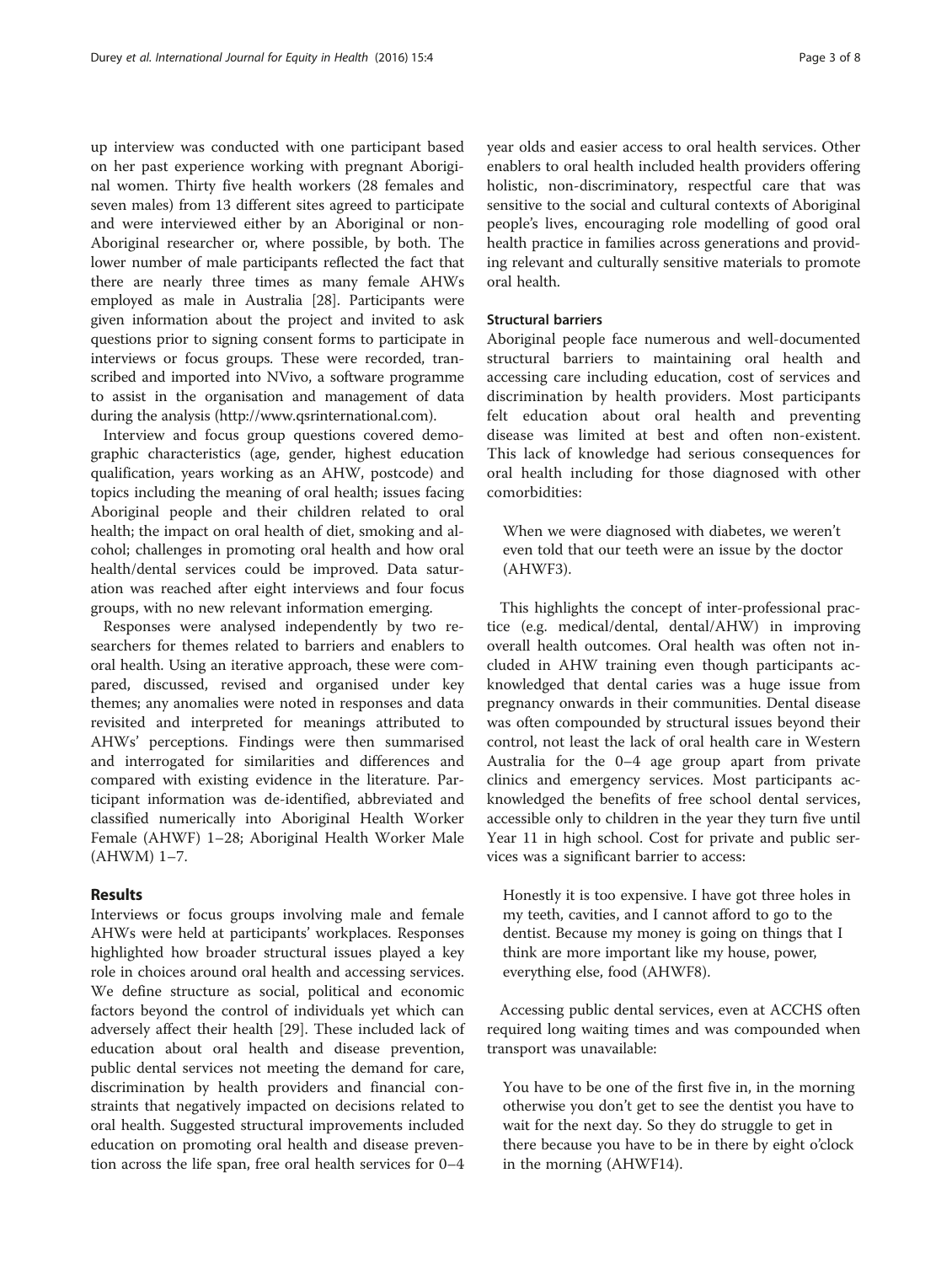up interview was conducted with one participant based on her past experience working with pregnant Aboriginal women. Thirty five health workers (28 females and seven males) from 13 different sites agreed to participate and were interviewed either by an Aboriginal or non-Aboriginal researcher or, where possible, by both. The lower number of male participants reflected the fact that there are nearly three times as many female AHWs employed as male in Australia [28]. Participants were given information about the project and invited to ask questions prior to signing consent forms to participate in interviews or focus groups. These were recorded, transcribed and imported into NVivo, a software programme to assist in the organisation and management of data during the analysis (http://www.qsrinternational.com).

Interview and focus group questions covered demographic characteristics (age, gender, highest education qualification, years working as an AHW, postcode) and topics including the meaning of oral health; issues facing Aboriginal people and their children related to oral health; the impact on oral health of diet, smoking and alcohol; challenges in promoting oral health and how oral health/dental services could be improved. Data saturation was reached after eight interviews and four focus groups, with no new relevant information emerging.

Responses were analysed independently by two researchers for themes related to barriers and enablers to oral health. Using an iterative approach, these were compared, discussed, revised and organised under key themes; any anomalies were noted in responses and data revisited and interpreted for meanings attributed to AHWs' perceptions. Findings were then summarised and interrogated for similarities and differences and compared with existing evidence in the literature. Participant information was de-identified, abbreviated and classified numerically into Aboriginal Health Worker Female (AHWF) 1–28; Aboriginal Health Worker Male (AHWM) 1–7.

## Results

Interviews or focus groups involving male and female AHWs were held at participants' workplaces. Responses highlighted how broader structural issues played a key role in choices around oral health and accessing services. We define structure as social, political and economic factors beyond the control of individuals yet which can adversely affect their health [29]. These included lack of education about oral health and disease prevention, public dental services not meeting the demand for care, discrimination by health providers and financial constraints that negatively impacted on decisions related to oral health. Suggested structural improvements included education on promoting oral health and disease prevention across the life span, free oral health services for 0–4 year olds and easier access to oral health services. Other enablers to oral health included health providers offering holistic, non-discriminatory, respectful care that was sensitive to the social and cultural contexts of Aboriginal people's lives, encouraging role modelling of good oral health practice in families across generations and providing relevant and culturally sensitive materials to promote oral health.

### Structural barriers

Aboriginal people face numerous and well-documented structural barriers to maintaining oral health and accessing care including education, cost of services and discrimination by health providers. Most participants felt education about oral health and preventing disease was limited at best and often non-existent. This lack of knowledge had serious consequences for oral health including for those diagnosed with other comorbidities:

> When we were diagnosed with diabetes, we weren't even told that our teeth were an issue by the doctor (AHWF3).

This highlights the concept of inter-professional practice (e.g. medical/dental, dental/AHW) in improving overall health outcomes. Oral health was often not included in AHW training even though participants acknowledged that dental caries was a huge issue from pregnancy onwards in their communities. Dental disease was often compounded by structural issues beyond their control, not least the lack of oral health care in Western Australia for the 0–4 age group apart from private clinics and emergency services. Most participants acknowledged the benefits of free school dental services, accessible only to children in the year they turn five until Year 11 in high school. Cost for private and public services was a significant barrier to access:

> Honestly it is too expensive. I have got three holes in my teeth, cavities, and I cannot afford to go to the dentist. Because my money is going on things that I think are more important like my house, power, everything else, food (AHWF8).

Accessing public dental services, even at ACCHS often required long waiting times and was compounded when transport was unavailable:

> You have to be one of the first five in, in the morning otherwise you don't get to see the dentist you have to wait for the next day. So they do struggle to get in there because you have to be in there by eight o'clock in the morning (AHWF14).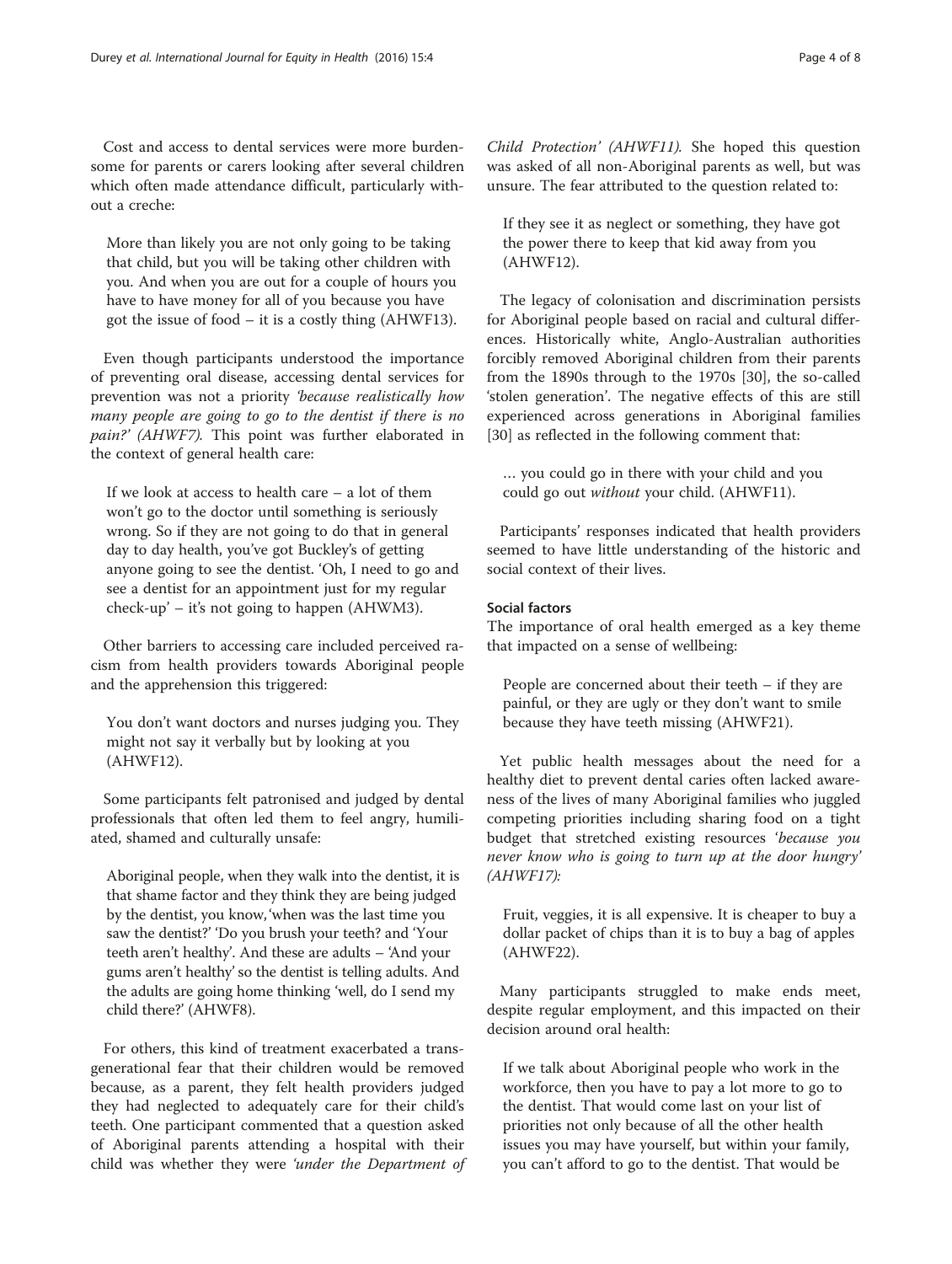Cost and access to dental services were more burdensome for parents or carers looking after several children which often made attendance difficult, particularly without a creche:

> More than likely you are not only going to be taking that child, but you will be taking other children with you. And when you are out for a couple of hours you have to have money for all of you because you have got the issue of food – it is a costly thing (AHWF13).

Even though participants understood the importance of preventing oral disease, accessing dental services for prevention was not a priority *'because realistically how many people are going to go to the dentist if there is no pain?' (AHWF7).* This point was further elaborated in the context of general health care:

> If we look at access to health care – a lot of them won't go to the doctor until something is seriously wrong. So if they are not going to do that in general day to day health, you've got Buckley's of getting anyone going to see the dentist. 'Oh, I need to go and see a dentist for an appointment just for my regular check-up' – it's not going to happen (AHWM3).

Other barriers to accessing care included perceived racism from health providers towards Aboriginal people and the apprehension this triggered:

> You don't want doctors and nurses judging you. They might not say it verbally but by looking at you (AHWF12).

Some participants felt patronised and judged by dental professionals that often led them to feel angry, humiliated, shamed and culturally unsafe:

> Aboriginal people, when they walk into the dentist, it is that shame factor and they think they are being judged by the dentist, you know, 'when was the last time you saw the dentist?' 'Do you brush your teeth? and 'Your teeth aren't healthy'. And these are adults – 'And your gums aren't healthy' so the dentist is telling adults. And the adults are going home thinking 'well, do I send my child there?' (AHWF8).

For others, this kind of treatment exacerbated a transgenerational fear that their children would be removed because, as a parent, they felt health providers judged they had neglected to adequately care for their child's teeth. One participant commented that a question asked of Aboriginal parents attending a hospital with their child was whether they were *'under the Department of Child Protection' (AHWF11).* She hoped this question was asked of all non-Aboriginal parents as well, but was unsure. The fear attributed to the question related to:

> If they see it as neglect or something, they have got the power there to keep that kid away from you (AHWF12).

The legacy of colonisation and discrimination persists for Aboriginal people based on racial and cultural differences. Historically white, Anglo-Australian authorities forcibly removed Aboriginal children from their parents from the 1890s through to the 1970s [30], the so-called 'stolen generation'. The negative effects of this are still experienced across generations in Aboriginal families [30] as reflected in the following comment that:

> … you could go in there with your child and you could go out *without* your child. (AHWF11).

Participants' responses indicated that health providers seemed to have little understanding of the historic and social context of their lives.

### Social factors

The importance of oral health emerged as a key theme that impacted on a sense of wellbeing:

> People are concerned about their teeth – if they are painful, or they are ugly or they don't want to smile because they have teeth missing (AHWF21).

Yet public health messages about the need for a healthy diet to prevent dental caries often lacked awareness of the lives of many Aboriginal families who juggled competing priorities including sharing food on a tight budget that stretched existing resources *'because you never know who is going to turn up at the door hungry' (AHWF17):*

> Fruit, veggies, it is all expensive. It is cheaper to buy a dollar packet of chips than it is to buy a bag of apples (AHWF22).

Many participants struggled to make ends meet, despite regular employment, and this impacted on their decision around oral health:

> If we talk about Aboriginal people who work in the workforce, then you have to pay a lot more to go to the dentist. That would come last on your list of priorities not only because of all the other health issues you may have yourself, but within your family, you can't afford to go to the dentist. That would be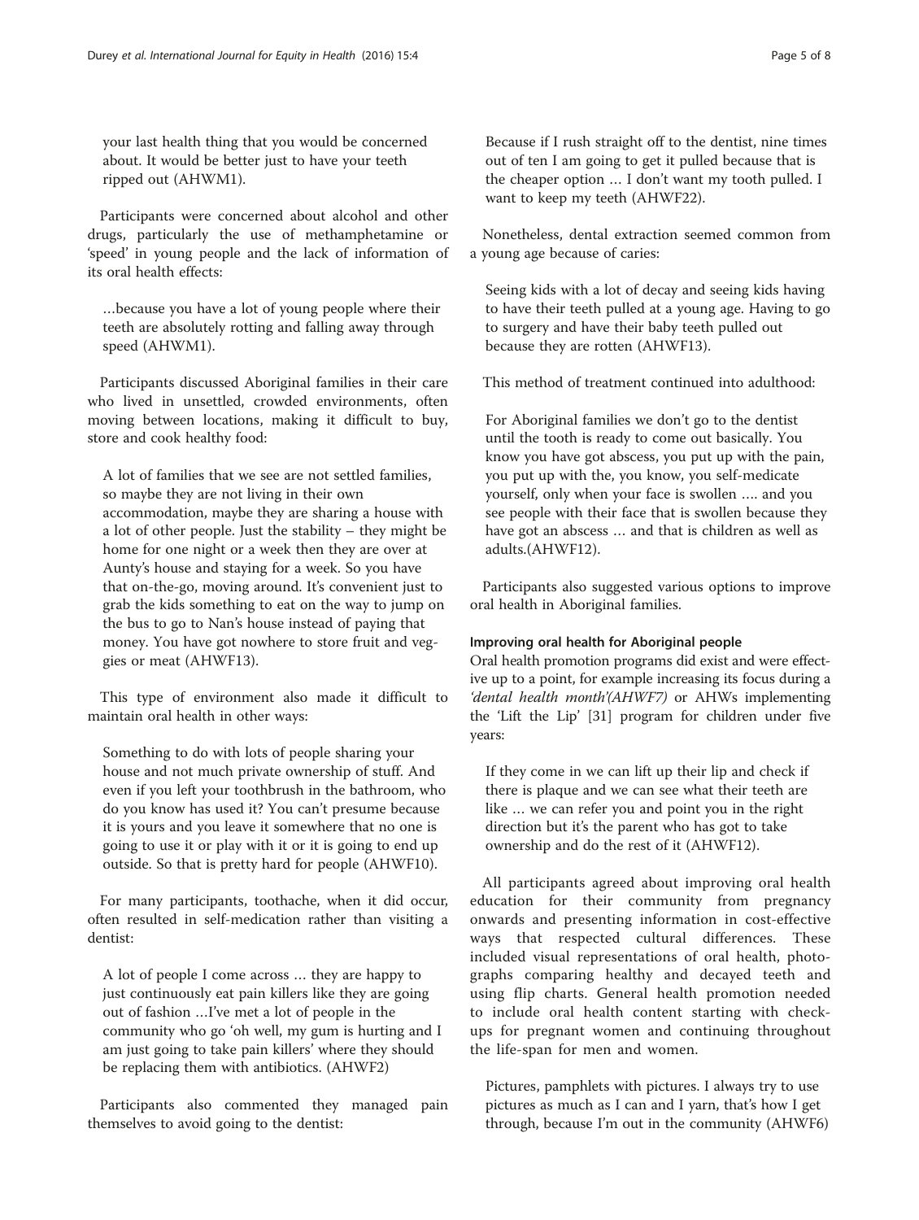your last health thing that you would be concerned about. It would be better just to have your teeth ripped out (AHWM1).

Participants were concerned about alcohol and other drugs, particularly the use of methamphetamine or 'speed' in young people and the lack of information of its oral health effects:

> …because you have a lot of young people where their teeth are absolutely rotting and falling away through speed (AHWM1).

Participants discussed Aboriginal families in their care who lived in unsettled, crowded environments, often moving between locations, making it difficult to buy, store and cook healthy food:

> A lot of families that we see are not settled families, so maybe they are not living in their own accommodation, maybe they are sharing a house with a lot of other people. Just the stability – they might be home for one night or a week then they are over at Aunty's house and staying for a week. So you have that on-the-go, moving around. It's convenient just to grab the kids something to eat on the way to jump on the bus to go to Nan's house instead of paying that money. You have got nowhere to store fruit and veggies or meat (AHWF13).

This type of environment also made it difficult to maintain oral health in other ways:

> Something to do with lots of people sharing your house and not much private ownership of stuff. And even if you left your toothbrush in the bathroom, who do you know has used it? You can't presume because it is yours and you leave it somewhere that no one is going to use it or play with it or it is going to end up outside. So that is pretty hard for people (AHWF10).

For many participants, toothache, when it did occur, often resulted in self-medication rather than visiting a dentist:

> A lot of people I come across … they are happy to just continuously eat pain killers like they are going out of fashion …I've met a lot of people in the community who go 'oh well, my gum is hurting and I am just going to take pain killers' where they should be replacing them with antibiotics. (AHWF2)

Participants also commented they managed pain themselves to avoid going to the dentist:

> Because if I rush straight off to the dentist, nine times out of ten I am going to get it pulled because that is the cheaper option … I don't want my tooth pulled. I want to keep my teeth (AHWF22).

Nonetheless, dental extraction seemed common from a young age because of caries:

> Seeing kids with a lot of decay and seeing kids having to have their teeth pulled at a young age. Having to go to surgery and have their baby teeth pulled out because they are rotten (AHWF13).

This method of treatment continued into adulthood:

> For Aboriginal families we don't go to the dentist until the tooth is ready to come out basically. You know you have got abscess, you put up with the pain, you put up with the, you know, you self-medicate yourself, only when your face is swollen …. and you see people with their face that is swollen because they have got an abscess … and that is children as well as adults.(AHWF12).

Participants also suggested various options to improve oral health in Aboriginal families.

#### Improving oral health for Aboriginal people

Oral health promotion programs did exist and were effective up to a point, for example increasing its focus during a *'dental health month'(AHWF7)* or AHWs implementing the 'Lift the Lip' [31] program for children under five years:

> If they come in we can lift up their lip and check if there is plaque and we can see what their teeth are like … we can refer you and point you in the right direction but it's the parent who has got to take ownership and do the rest of it (AHWF12).

All participants agreed about improving oral health education for their community from pregnancy onwards and presenting information in cost-effective ways that respected cultural differences. These included visual representations of oral health, photographs comparing healthy and decayed teeth and using flip charts. General health promotion needed to include oral health content starting with check-ups for pregnant women and continuing throughout the life-span for men and women.

> Pictures, pamphlets with pictures. I always try to use pictures as much as I can and I yarn, that's how I get through, because I'm out in the community (AHWF6)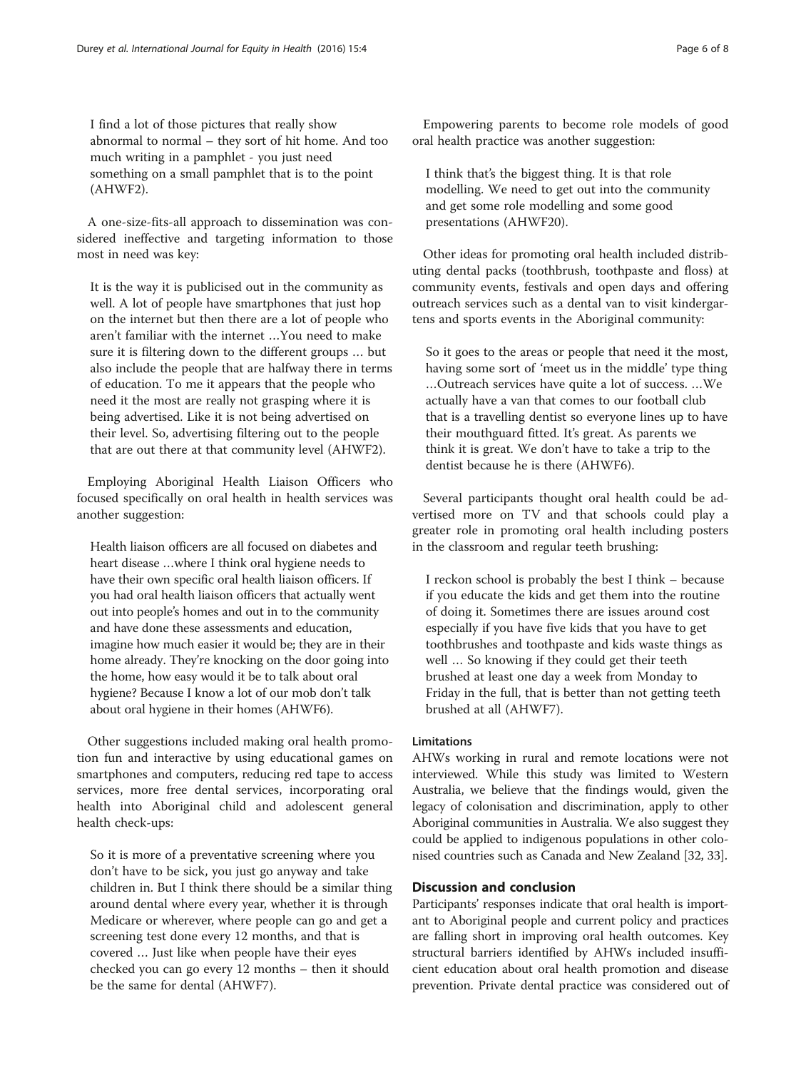> I find a lot of those pictures that really show abnormal to normal – they sort of hit home. And too much writing in a pamphlet - you just need something on a small pamphlet that is to the point (AHWF2).

A one-size-fits-all approach to dissemination was considered ineffective and targeting information to those most in need was key:

> It is the way it is publicised out in the community as well. A lot of people have smartphones that just hop on the internet but then there are a lot of people who aren't familiar with the internet …You need to make sure it is filtering down to the different groups … but also include the people that are halfway there in terms of education. To me it appears that the people who need it the most are really not grasping where it is being advertised. Like it is not being advertised on their level. So, advertising filtering out to the people that are out there at that community level (AHWF2).

Employing Aboriginal Health Liaison Officers who focused specifically on oral health in health services was another suggestion:

> Health liaison officers are all focused on diabetes and heart disease …where I think oral hygiene needs to have their own specific oral health liaison officers. If you had oral health liaison officers that actually went out into people's homes and out in to the community and have done these assessments and education, imagine how much easier it would be; they are in their home already. They're knocking on the door going into the home, how easy would it be to talk about oral hygiene? Because I know a lot of our mob don't talk about oral hygiene in their homes (AHWF6).

Other suggestions included making oral health promotion fun and interactive by using educational games on smartphones and computers, reducing red tape to access services, more free dental services, incorporating oral health into Aboriginal child and adolescent general health check-ups:

> So it is more of a preventative screening where you don't have to be sick, you just go anyway and take children in. But I think there should be a similar thing around dental where every year, whether it is through Medicare or wherever, where people can go and get a screening test done every 12 months, and that is covered … Just like when people have their eyes checked you can go every 12 months – then it should be the same for dental (AHWF7).

Empowering parents to become role models of good oral health practice was another suggestion:

> I think that's the biggest thing. It is that role modelling. We need to get out into the community and get some role modelling and some good presentations (AHWF20).

Other ideas for promoting oral health included distributing dental packs (toothbrush, toothpaste and floss) at community events, festivals and open days and offering outreach services such as a dental van to visit kindergartens and sports events in the Aboriginal community:

> So it goes to the areas or people that need it the most, having some sort of 'meet us in the middle' type thing …Outreach services have quite a lot of success. …We actually have a van that comes to our football club that is a travelling dentist so everyone lines up to have their mouthguard fitted. It's great. As parents we think it is great. We don't have to take a trip to the dentist because he is there (AHWF6).

Several participants thought oral health could be advertised more on TV and that schools could play a greater role in promoting oral health including posters in the classroom and regular teeth brushing:

> I reckon school is probably the best I think – because if you educate the kids and get them into the routine of doing it. Sometimes there are issues around cost especially if you have five kids that you have to get toothbrushes and toothpaste and kids waste things as well … So knowing if they could get their teeth brushed at least one day a week from Monday to Friday in the full, that is better than not getting teeth brushed at all (AHWF7).

#### Limitations

AHWs working in rural and remote locations were not interviewed. While this study was limited to Western Australia, we believe that the findings would, given the legacy of colonisation and discrimination, apply to other Aboriginal communities in Australia. We also suggest they could be applied to indigenous populations in other colonised countries such as Canada and New Zealand [32, 33].

## Discussion and conclusion

Participants' responses indicate that oral health is important to Aboriginal people and current policy and practices are falling short in improving oral health outcomes. Key structural barriers identified by AHWs included insufficient education about oral health promotion and disease prevention. Private dental practice was considered out of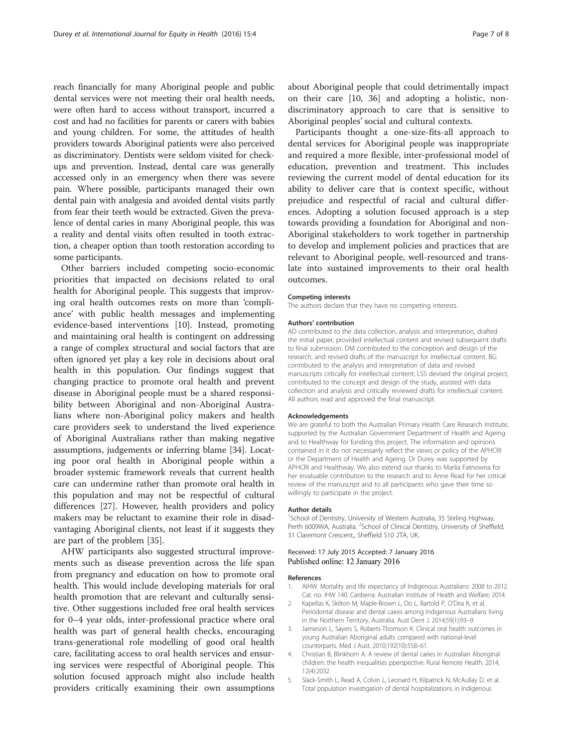reach financially for many Aboriginal people and public dental services were not meeting their oral health needs, were often hard to access without transport, incurred a cost and had no facilities for parents or carers with babies and young children. For some, the attitudes of health providers towards Aboriginal patients were also perceived as discriminatory. Dentists were seldom visited for check-ups and prevention. Instead, dental care was generally accessed only in an emergency when there was severe pain. Where possible, participants managed their own dental pain with analgesia and avoided dental visits partly from fear their teeth would be extracted. Given the prevalence of dental caries in many Aboriginal people, this was a reality and dental visits often resulted in tooth extraction, a cheaper option than tooth restoration according to some participants.

Other barriers included competing socio-economic priorities that impacted on decisions related to oral health for Aboriginal people. This suggests that improving oral health outcomes rests on more than 'compliance' with public health messages and implementing evidence-based interventions [10]. Instead, promoting and maintaining oral health is contingent on addressing a range of complex structural and social factors that are often ignored yet play a key role in decisions about oral health in this population. Our findings suggest that changing practice to promote oral health and prevent disease in Aboriginal people must be a shared responsibility between Aboriginal and non-Aboriginal Australians where non-Aboriginal policy makers and health care providers seek to understand the lived experience of Aboriginal Australians rather than making negative assumptions, judgements or inferring blame [34]. Locating poor oral health in Aboriginal people within a broader systemic framework reveals that current health care can undermine rather than promote oral health in this population and may not be respectful of cultural differences [27]. However, health providers and policy makers may be reluctant to examine their role in disadvantaging Aboriginal clients, not least if it suggests they are part of the problem [35].

AHW participants also suggested structural improvements such as disease prevention across the life span from pregnancy and education on how to promote oral health. This would include developing materials for oral health promotion that are relevant and culturally sensitive. Other suggestions included free oral health services for 0–4 year olds, inter-professional practice where oral health was part of general health checks, encouraging trans-generational role modelling of good oral health care, facilitating access to oral health services and ensuring services were respectful of Aboriginal people. This solution focused approach might also include health providers critically examining their own assumptions about Aboriginal people that could detrimentally impact on their care [10, 36] and adopting a holistic, non-discriminatory approach to care that is sensitive to Aboriginal peoples' social and cultural contexts.

Participants thought a one-size-fits-all approach to dental services for Aboriginal people was inappropriate and required a more flexible, inter-professional model of education, prevention and treatment. This includes reviewing the current model of dental education for its ability to deliver care that is context specific, without prejudice and respectful of racial and cultural differences. Adopting a solution focused approach is a step towards providing a foundation for Aboriginal and non-Aboriginal stakeholders to work together in partnership to develop and implement policies and practices that are relevant to Aboriginal people, well-resourced and translate into sustained improvements to their oral health outcomes.

#### Competing interests

The authors declare that they have no competing interests.

#### Authors' contribution

AD contributed to the data collection, analysis and interpretation, drafted the initial paper, provided intellectual content and revised subsequent drafts to final submission. DM contributed to the conception and design of the research, and revised drafts of the manuscript for intellectual content. BG contributed to the analysis and interpretation of data and revised manuscripts critically for intellectual content; LSS devised the original project, contributed to the concept and design of the study, assisted with data collection and analysis and critically reviewed drafts for intellectual content. All authors read and approved the final manuscript.

#### Acknowledgements

We are grateful to both the Australian Primary Health Care Research Institute, supported by the Australian Government Department of Health and Ageing and to Healthway for funding this project. The information and opinions contained in it do not necessarily reflect the views or policy of the APHCRI or the Department of Health and Ageing. Dr Durey was supported by APHCRI and Healthway. We also extend our thanks to Marlia Fatnowna for her invaluable contribution to the research and to Anne Read for her critical review of the manuscript and to all participants who gave their time so willingly to participate in the project.

#### Author details

[1]School of Dentistry, University of Western Australia, 35 Stirling Highway, Perth 6009WA, Australia. [2]School of Clinical Dentistry, University of Sheffield, 31 Claremont Crescent,, Sheffield S10 2TA, UK.

Received: 17 July 2015 Accepted: 7 January 2016
Published online: 12 January 2016

#### References

1. AIHW. Mortality and life expectancy of Indigenous Australians: 2008 to 2012. Cat. no. IHW 140. Canberra: Australian Institute of Health and Welfare; 2014.
2. Kapellas K, Skilton M, Maple-Brown L, Do L, Bartold P, O'Dea K, et al. Periodontal disease and dental caires among Indigenous Australians living in the Northern Territory, Australia. Aust Dent J. 2014;59(1):93–9.
3. Jamieson L, Sayers S, Roberts-Thomson K. Clinical oral health outcomes in young Australian Aboriginal adults compared with national-level counterparts. Med J Aust. 2010;192(10):558–61.
4. Christian B, Blinkhorn A. A review of dental caries in Australian Aboriginal children: the health inequalities pperspective. Rural Remote Health. 2014; 12(4):2032.
5. Slack-Smith L, Read A, Colvin L, Leonard H, Kilpatrick N, McAullay D, et al. Total population investigation of dental hospitalizations in Indigenous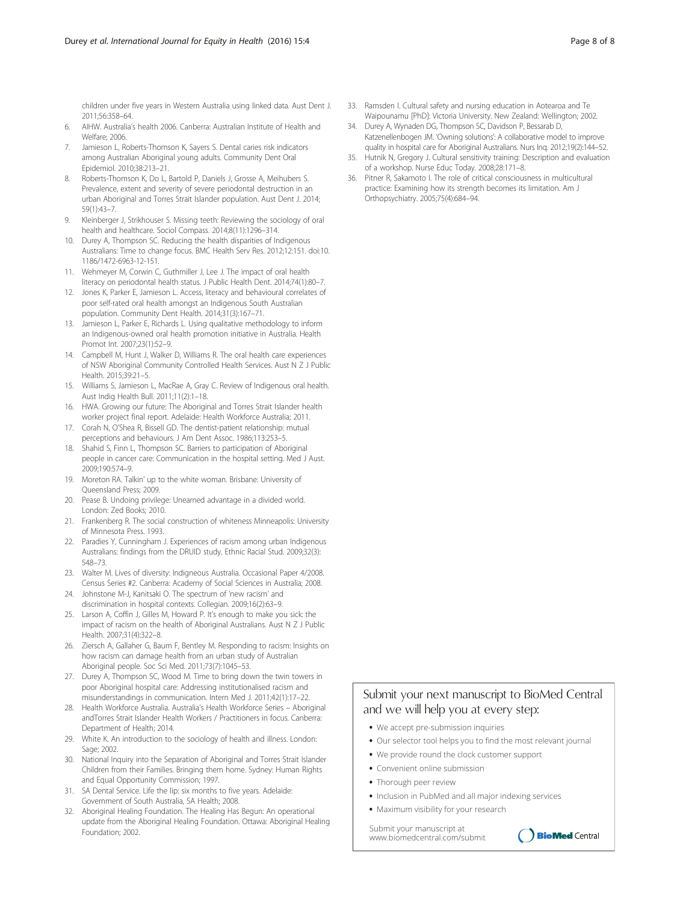children under five years in Western Australia using linked data. Aust Dent J. 2011;56:358–64.

6. AIHW. Australia's health 2006. Canberra: Australian Institute of Health and Welfare; 2006.
7. Jamieson L, Roberts-Thomson K, Sayers S. Dental caries risk indicators among Australian Aboriginal young adults. Community Dent Oral Epidemiol. 2010;38:213–21.
8. Roberts-Thomson K, Do L, Bartold P, Daniels J, Grosse A, Meihubers S. Prevalence, extent and severity of severe periodontal destruction in an urban Aboriginal and Torres Strait Islander population. Aust Dent J. 2014; 59(1):43–7.
9. Kleinberger J, Strikhouser S. Missing teeth: Reviewing the sociology of oral health and healthcare. Sociol Compass. 2014;8(11):1296–314.
10. Durey A, Thompson SC. Reducing the health disparities of Indigenous Australians: Time to change focus. BMC Health Serv Res. 2012;12:151. doi:10.1186/1472-6963-12-151.
11. Wehmeyer M, Corwin C, Guthmiller J, Lee J. The impact of oral health literacy on periodontal health status. J Public Health Dent. 2014;74(1):80–7.
12. Jones K, Parker E, Jamieson L. Access, literacy and behavioural correlates of poor self-rated oral health amongst an Indigenous South Australian population. Community Dent Health. 2014;31(3):167–71.
13. Jamieson L, Parker E, Richards L. Using qualitative methodology to inform an Indigenous-owned oral health promotion initiative in Australia. Health Promot Int. 2007;23(1):52–9.
14. Campbell M, Hunt J, Walker D, Williams R. The oral health care experiences of NSW Aboriginal Community Controlled Health Services. Aust N Z J Public Health. 2015;39:21–5.
15. Williams S, Jamieson L, MacRae A, Gray C. Review of Indigenous oral health. Aust Indig Health Bull. 2011;11(2):1–18.
16. HWA. Growing our future: The Aboriginal and Torres Strait Islander health worker project final report. Adelaide: Health Workforce Australia; 2011.
17. Corah N, O'Shea R, Bissell GD. The dentist-patient relationship: mutual perceptions and behaviours. J Am Dent Assoc. 1986;113:253–5.
18. Shahid S, Finn L, Thompson SC. Barriers to participation of Aboriginal people in cancer care: Communication in the hospital setting. Med J Aust. 2009;190:574–9.
19. Moreton RA. Talkin' up to the white woman. Brisbane: University of Queensland Press; 2009.
20. Pease B. Undoing privilege: Unearned advantage in a divided world. London: Zed Books; 2010.
21. Frankenberg R. The social construction of whiteness Minneapolis: University of Minnesota Press. 1993.
22. Paradies Y, Cunningham J. Experiences of racism among urban Indigenous Australians: findings from the DRUID study. Ethnic Racial Stud. 2009;32(3): 548–73.
23. Walter M. Lives of diversity: Indigneous Australia. Occasional Paper 4/2008. Census Series #2. Canberra: Academy of Social Sciences in Australia; 2008.
24. Johnstone M-J, Kanitsaki O. The spectrum of 'new racism' and discrimination in hospital contexts. Collegian. 2009;16(2):63–9.
25. Larson A, Coffin J, Gilles M, Howard P. It's enough to make you sick: the impact of racism on the health of Aboriginal Australians. Aust N Z J Public Health. 2007;31(4):322–8.
26. Ziersch A, Gallaher G, Baum F, Bentley M. Responding to racism: Insights on how racism can damage health from an urban study of Australian Aboriginal people. Soc Sci Med. 2011;73(7):1045–53.
27. Durey A, Thompson SC, Wood M. Time to bring down the twin towers in poor Aboriginal hospital care: Addressing institutionalised racism and misunderstandings in communication. Intern Med J. 2011;42(1):17–22.
28. Health Workforce Australia. Australia's Health Workforce Series – Aboriginal andTorres Strait Islander Health Workers / Practitioners in focus. Canberra: Department of Health; 2014.
29. White K. An introduction to the sociology of health and illness. London: Sage; 2002.
30. National Inquiry into the Separation of Aboriginal and Torres Strait Islander Children from their Families. Bringing them home. Sydney: Human Rights and Equal Opportunity Commission; 1997.
31. SA Dental Service. Life the lip: six months to five years. Adelaide: Government of South Australia, SA Health; 2008.
32. Aboriginal Healing Foundation. The Healing Has Begun: An operational update from the Aboriginal Healing Foundation. Ottawa: Aboriginal Healing Foundation; 2002.
33. Ramsden I. Cultural safety and nursing education in Aotearoa and Te Waipounamu [PhD]: Victoria University. New Zealand: Wellington; 2002.
34. Durey A, Wynaden DG, Thompson SC, Davidson P, Bessarab D, Katzenellenbogen JM. 'Owning solutions': A collaborative model to improve quality in hospital care for Aboriginal Australians. Nurs Inq. 2012;19(2):144–52.
35. Hutnik N, Gregory J. Cultural sensitivity training: Description and evaluation of a workshop. Nurse Educ Today. 2008;28:171–8.
36. Pitner R, Sakamoto I. The role of critical consciousness in multicultural practice: Examining how its strength becomes its limitation. Am J Orthopsychiatry. 2005;75(4):684–94.